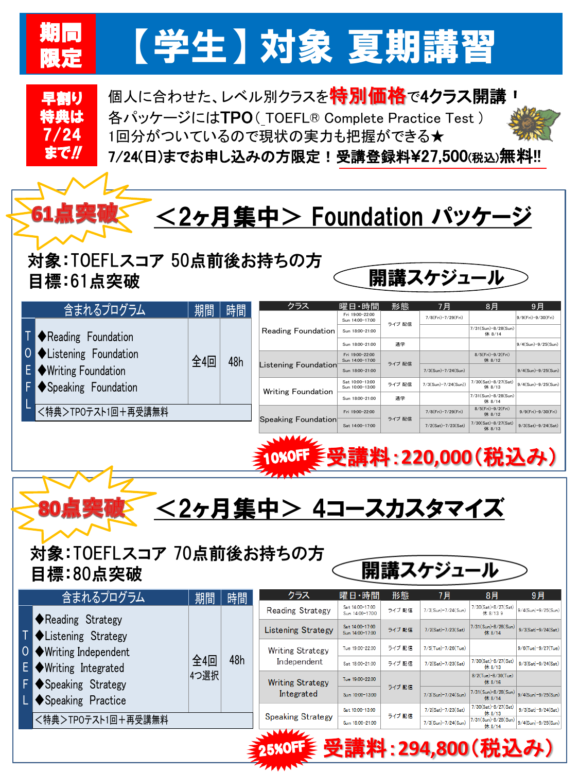# 期間限定 【学生】対象 夏期講習

**早割り特典は7/24まで!!**

個人に合わせた、レベル別クラスを**特別価格**で**4クラス開講！**
各パッケージには**TPO**（TOEFL® Complete Practice Test）1回分がついているので現状の実力も把握ができる★
**7/24(日)までお申し込みの方限定！受講登録料¥27,500(税込)無料!!**

---

## 61点突破 ＜2ヶ月集中＞ Foundation パッケージ

対象：TOEFLスコア 50点前後お持ちの方
目標：61点突破

| 含まれるプログラム | 期間 | 時間 |
|---|---|---|
| TOEFL ◆Reading Foundation<br>◆Listening Foundation<br>◆Writing Foundation<br>◆Speaking Foundation | 全4回 | 48h |
| ＜特典＞TPOテスト1回＋再受講無料 | | |

### 開講スケジュール

| クラス | 曜日・時間 | 形態 | 7月 | 8月 | 9月 |
|---|---|---|---|---|---|
| Reading Foundation | Fri 19:00-22:00<br>Sun 14:00-17:00 | ライブ 配信 | 7/8(Fri)-7/29(Fri) | | 9/9(Fri)-9/30(Fri) |
| | Sun 18:00-21:00 | ライブ 配信 | | 7/31(Sun)-8/28(Sun) 休 8/14 | |
| | Sun 18:00-21:00 | 通学 | | | 9/4(Sun)-9/25(Sun) |
| Listening Foundation | Fri 19:00-22:00<br>Sun 14:00-17:00 | ライブ 配信 | | 8/5(Fri)-9/2(Fri) 休 8/12 | |
| | Sun 18:00-21:00 | ライブ 配信 | 7/3(Sun)-7/24(Sun) | | 9/4(Sun)-9/25(Sun) |
| Writing Foundation | Sat 10:00-13:00<br>Sun 10:00-13:00 | ライブ 配信 | 7/3(Sun)-7/24(Sun) | 7/30(Sat)-8/27(Sat) 休 8/13 | 9/4(Sun)-9/25(Sun) |
| | Sun 18:00-21:00 | 通学 | | 7/31(Sun)-8/28(Sun) 休 8/14 | |
| Speaking Foundation | Fri 19:00-22:00 | ライブ 配信 | 7/8(Fri)-7/29(Fri) | 8/5(Fri)-9/2(Fri) 休 8/12 | 9/9(Fri)-9/30(Fri) |
| | Sat 14:00-17:00 | ライブ 配信 | 7/2(Sat)-7/23(Sat) | 7/30(Sat)-8/27(Sat) 休 8/13 | 9/3(Sat)-9/24(Sat) |

**10%OFF 受講料：220,000（税込み）**

---

## 80点突破 ＜2ヶ月集中＞ 4コースカスタマイズ

対象：TOEFLスコア 70点前後お持ちの方
目標：80点突破

| 含まれるプログラム | 期間 | 時間 |
|---|---|---|
| TOEFL ◆Reading Strategy<br>◆Listening Strategy<br>◆Writing Independent<br>◆Writing Integrated<br>◆Speaking Strategy<br>◆Speaking Practice | 全4回 4つ選択 | 48h |
| ＜特典＞TPOテスト1回＋再受講無料 | | |

### 開講スケジュール

| クラス | 曜日・時間 | 形態 | 7月 | 8月 | 9月 |
|---|---|---|---|---|---|
| Reading Strategy | Sat 14:00-17:00<br>Sun 14:00-17:00 | ライブ 配信 | 7/3(Sun)-7/24(Sun) | 7/30(Sat)-8/27(Sat) 休 8/13 9 | 9/4(Sun)-9/25(Sun) |
| Listening Strategy | Sat 14:00-17:00<br>Sun 14:00-17:00 | ライブ 配信 | 7/2(Sat)-7/23(Sat) | 7/31(Sun)-8/28(Sun) 休 8/14 | 9/3(Sat)-9/24(Sat) |
| Writing Strategy Independent | Tue 19:00-22:00 | ライブ 配信 | 7/5(Tue)-7/26(Tue) | | 9/6(Tue)-9/27(Tue) |
| | Sat 18:00-21:00 | ライブ 配信 | 7/2(Sat)-7/23(Sat) | 7/30(Sat)-8/27(Sat) 休 8/13 | 9/3(Sat)-9/24(Sat) |
| Writing Strategy Integrated | Tue 19:00-22:00 | ライブ 配信 | | 8/2(Tue)-8/30(Tue) 休 8/16 | |
| | Sun 10:00-13:00 | ライブ 配信 | 7/3(Sun)-7/24(Sun) | 7/31(Sun)-8/28(Sun) 休 8/14 | 9/4(Sun)-9/25(Sun) |
| Speaking Strategy | Sat 10:00-13:00 | ライブ 配信 | 7/2(Sat)-7/23(Sat) | 7/30(Sat)-8/27(Sat) 休 8/13 | 9/3(Sat)-9/24(Sat) |
| | Sun 18:00-21:00 | ライブ 配信 | 7/3(Sun)-7/24(Sun) | 7/31(Sun)-8/28(Sun) 休 8/14 | 9/4(Sun)-9/25(Sun) |

**25%OFF 受講料：294,800（税込み）**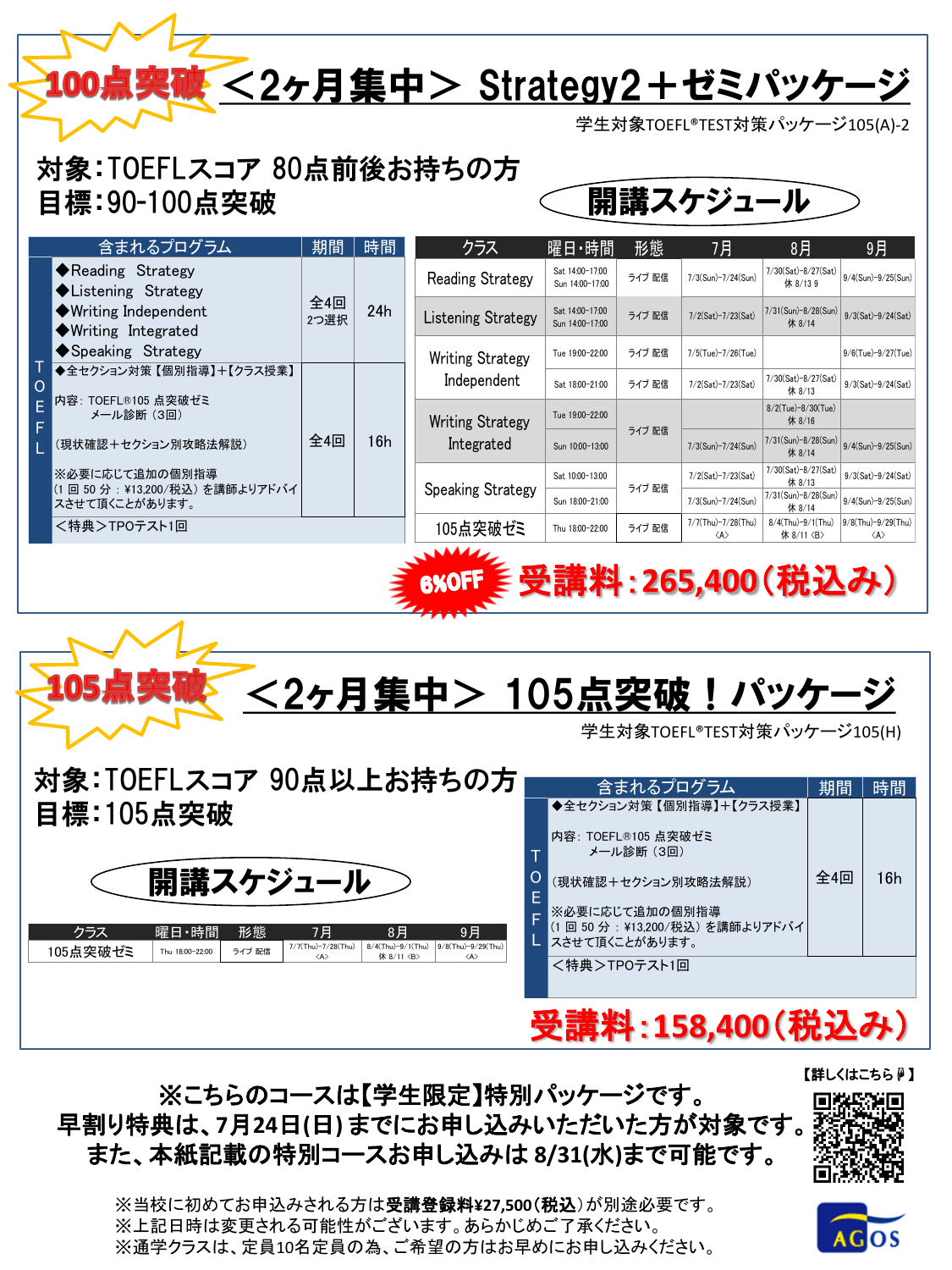100点突破

# ＜2ヶ月集中＞ Strategy2＋ゼミパッケージ

学生対象TOEFL®TEST対策パッケージ105(A)-2

対象：TOEFLスコア 80点前後お持ちの方
目標：90-100点突破

| | 含まれるプログラム | 期間 | 時間 |
|---|---|---|---|
| TOEFL | ◆Reading Strategy<br>◆Listening Strategy<br>◆Writing Independent<br>◆Writing Integrated<br>◆Speaking Strategy | 全4回<br>2つ選択 | 24h |
| | ◆全セクション対策【個別指導】+【クラス授業】<br>内容：TOEFL®105 点突破ゼミ<br>メール診断（3回）<br>（現状確認＋セクション別攻略法解説）<br>※必要に応じて追加の個別指導<br>（1 回 50 分：¥13,200/税込）を講師よりアドバイスさせて頂くことがあります。 | 全4回 | 16h |
| | ＜特典＞TPOテスト1回 | | |

## 開講スケジュール

| クラス | 曜日・時間 | 形態 | 7月 | 8月 | 9月 |
|---|---|---|---|---|---|
| Reading Strategy | Sat 14:00-17:00<br>Sun 14:00-17:00 | ライブ 配信 | 7/3(Sun)-7/24(Sun) | 7/30(Sat)-8/27(Sat)<br>休 8/13 9 | 9/4(Sun)-9/25(Sun) |
| Listening Strategy | Sat 14:00-17:00<br>Sun 14:00-17:00 | ライブ 配信 | 7/2(Sat)-7/23(Sat) | 7/31(Sun)-8/28(Sun)<br>休 8/14 | 9/3(Sat)-9/24(Sat) |
| Writing Strategy Independent | Tue 19:00-22:00 | ライブ 配信 | 7/5(Tue)-7/26(Tue) | | 9/6(Tue)-9/27(Tue) |
| | Sat 18:00-21:00 | ライブ 配信 | 7/2(Sat)-7/23(Sat) | 7/30(Sat)-8/27(Sat)<br>休 8/13 | 9/3(Sat)-9/24(Sat) |
| Writing Strategy Integrated | Tue 19:00-22:00 | ライブ 配信 | | 8/2(Tue)-8/30(Tue)<br>休 8/16 | |
| | Sun 10:00-13:00 | | 7/3(Sun)-7/24(Sun) | 7/31(Sun)-8/28(Sun)<br>休 8/14 | 9/4(Sun)-9/25(Sun) |
| Speaking Strategy | Sat 10:00-13:00 | ライブ 配信 | 7/2(Sat)-7/23(Sat) | 7/30(Sat)-8/27(Sat)<br>休 8/13 | 9/3(Sat)-9/24(Sat) |
| | Sun 18:00-21:00 | | 7/3(Sun)-7/24(Sun) | 7/31(Sun)-8/28(Sun)<br>休 8/14 | 9/4(Sun)-9/25(Sun) |
| 105点突破ゼミ | Thu 18:00-22:00 | ライブ 配信 | 7/7(Thu)-7/28(Thu)<br><A> | 8/4(Thu)-9/1(Thu)<br>休 8/11 <B> | 9/8(Thu)-9/29(Thu)<br><A> |

6%OFF 受講料：265,400（税込み）

105点突破

# ＜2ヶ月集中＞ 105点突破！パッケージ

学生対象TOEFL®TEST対策パッケージ105(H)

対象：TOEFLスコア 90点以上お持ちの方
目標：105点突破

## 開講スケジュール

| クラス | 曜日・時間 | 形態 | 7月 | 8月 | 9月 |
|---|---|---|---|---|---|
| 105点突破ゼミ | Thu 18:00-22:00 | ライブ 配信 | 7/7(Thu)-7/28(Thu)<br><A> | 8/4(Thu)-9/1(Thu)<br>休 8/11 <B> | 9/8(Thu)-9/29(Thu)<br><A> |

| | 含まれるプログラム | 期間 | 時間 |
|---|---|---|---|
| TOEFL | ◆全セクション対策【個別指導】+【クラス授業】<br>内容：TOEFL®105 点突破ゼミ<br>メール診断（3回）<br>（現状確認＋セクション別攻略法解説）<br>※必要に応じて追加の個別指導<br>（1 回 50 分：¥13,200/税込）を講師よりアドバイスさせて頂くことがあります。 | 全4回 | 16h |
| | ＜特典＞TPOテスト1回 | | |

受講料：158,400（税込み）

**※こちらのコースは【学生限定】特別パッケージです。**
**早割り特典は、7月24日(日)までにお申し込みいただいた方が対象です。**
**また、本紙記載の特別コースお申し込みは 8/31(水)まで可能です。**

【詳しくはこちら】

※当校に初めてお申込みされる方は**受講登録料¥27,500(税込)**が別途必要です。
※上記日時は変更される可能性がございます。あらかじめご了承ください。
※通学クラスは、定員10名定員の為、ご希望の方はお早めにお申し込みください。

AGOS